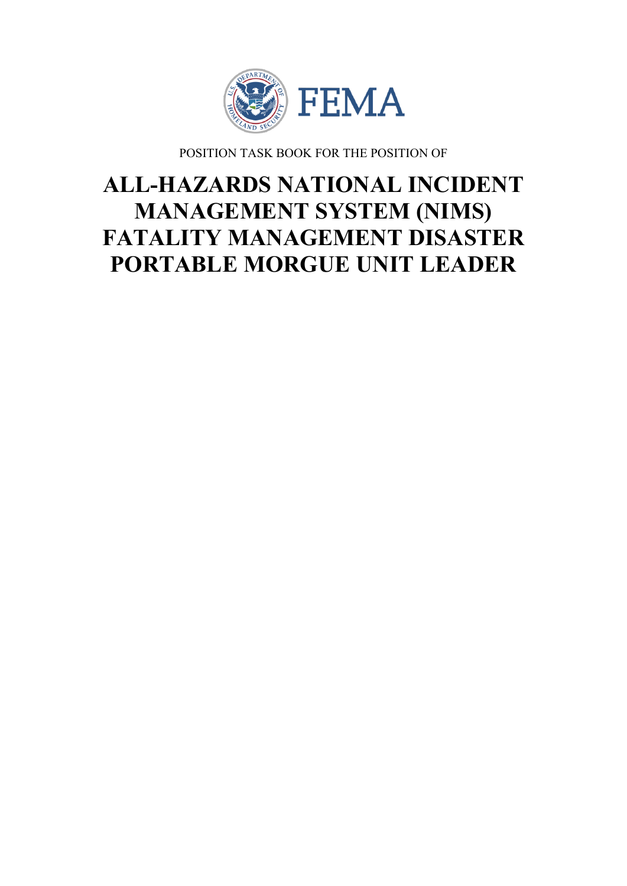FEMA

POSITION TASK BOOK FOR THE POSITION OF

# ALL-HAZARDS NATIONAL INCIDENT MANAGEMENT SYSTEM (NIMS) FATALITY MANAGEMENT DISASTER PORTABLE MORGUE UNIT LEADER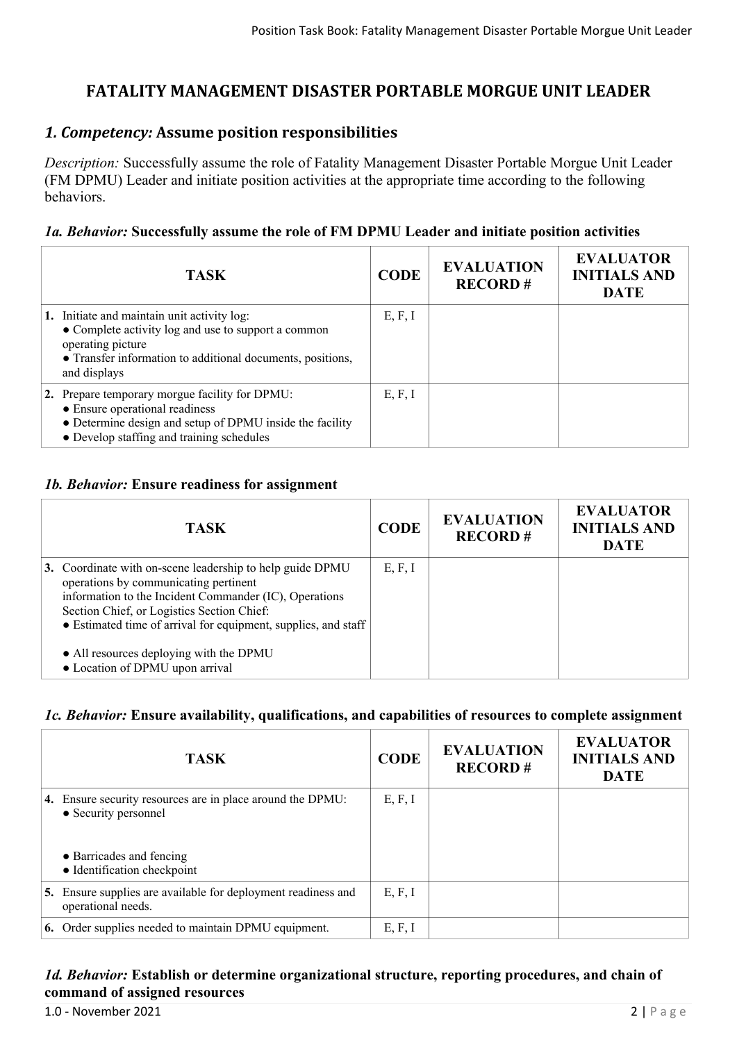# FATALITY MANAGEMENT DISASTER PORTABLE MORGUE UNIT LEADER

## *1. Competency:* Assume position responsibilities

*Description:* Successfully assume the role of Fatality Management Disaster Portable Morgue Unit Leader (FM DPMU) Leader and initiate position activities at the appropriate time according to the following behaviors.

### *1a. Behavior:* Successfully assume the role of FM DPMU Leader and initiate position activities

| TASK | CODE | EVALUATION RECORD # | EVALUATOR INITIALS AND DATE |
|---|---|---|---|
| **1.** Initiate and maintain unit activity log:<br>● Complete activity log and use to support a common operating picture<br>● Transfer information to additional documents, positions, and displays | E, F, I | | |
| **2.** Prepare temporary morgue facility for DPMU:<br>● Ensure operational readiness<br>● Determine design and setup of DPMU inside the facility<br>● Develop staffing and training schedules | E, F, I | | |

### *1b. Behavior:* Ensure readiness for assignment

| TASK | CODE | EVALUATION RECORD # | EVALUATOR INITIALS AND DATE |
|---|---|---|---|
| **3.** Coordinate with on-scene leadership to help guide DPMU operations by communicating pertinent information to the Incident Commander (IC), Operations Section Chief, or Logistics Section Chief:<br>● Estimated time of arrival for equipment, supplies, and staff<br>● All resources deploying with the DPMU<br>● Location of DPMU upon arrival | E, F, I | | |

### *1c. Behavior:* Ensure availability, qualifications, and capabilities of resources to complete assignment

| TASK | CODE | EVALUATION RECORD # | EVALUATOR INITIALS AND DATE |
|---|---|---|---|
| **4.** Ensure security resources are in place around the DPMU:<br>● Security personnel<br>● Barricades and fencing<br>● Identification checkpoint | E, F, I | | |
| **5.** Ensure supplies are available for deployment readiness and operational needs. | E, F, I | | |
| **6.** Order supplies needed to maintain DPMU equipment. | E, F, I | | |

### *1d. Behavior:* Establish or determine organizational structure, reporting procedures, and chain of command of assigned resources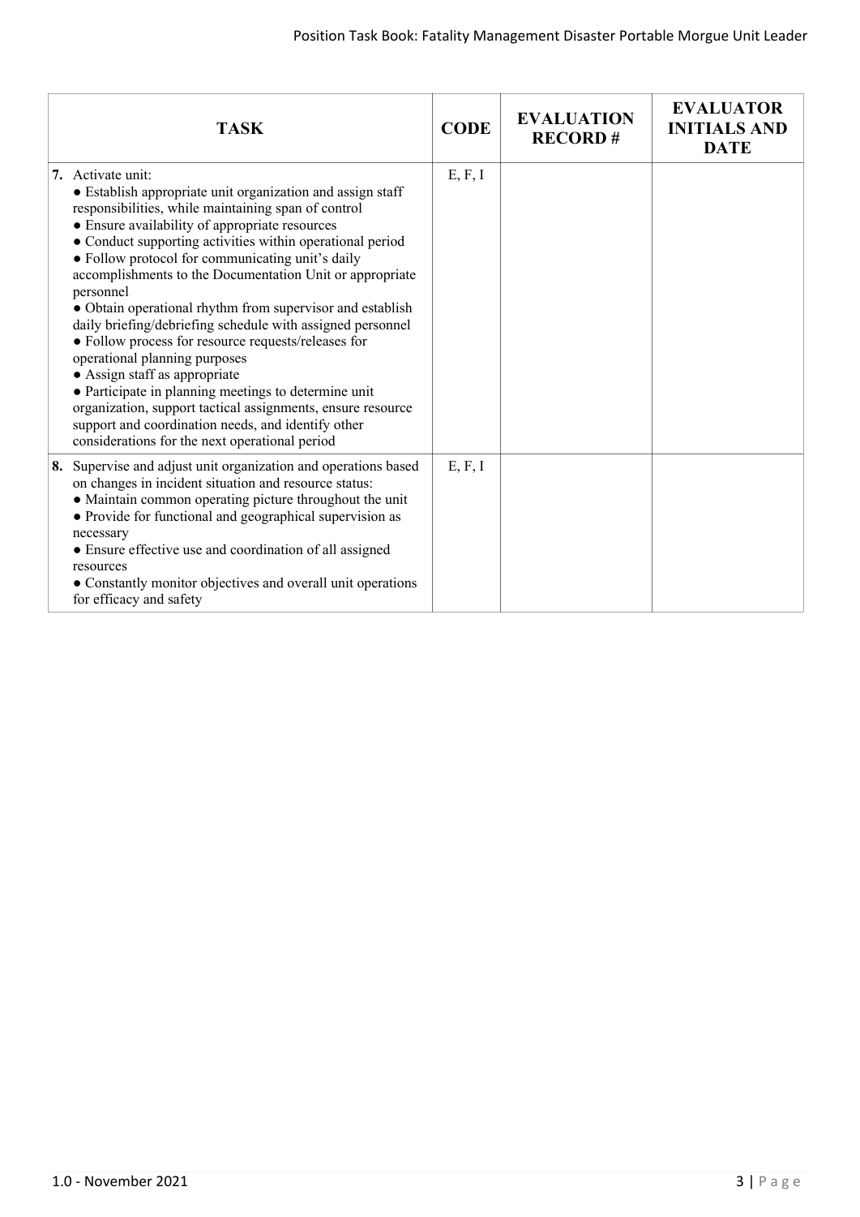| TASK | CODE | EVALUATION RECORD # | EVALUATOR INITIALS AND DATE |
|---|---|---|---|
| **7.** Activate unit:<br>● Establish appropriate unit organization and assign staff responsibilities, while maintaining span of control<br>● Ensure availability of appropriate resources<br>● Conduct supporting activities within operational period<br>● Follow protocol for communicating unit's daily accomplishments to the Documentation Unit or appropriate personnel<br>● Obtain operational rhythm from supervisor and establish daily briefing/debriefing schedule with assigned personnel<br>● Follow process for resource requests/releases for operational planning purposes<br>● Assign staff as appropriate<br>● Participate in planning meetings to determine unit organization, support tactical assignments, ensure resource support and coordination needs, and identify other considerations for the next operational period | E, F, I | | |
| **8.** Supervise and adjust unit organization and operations based on changes in incident situation and resource status:<br>● Maintain common operating picture throughout the unit<br>● Provide for functional and geographical supervision as necessary<br>● Ensure effective use and coordination of all assigned resources<br>● Constantly monitor objectives and overall unit operations for efficacy and safety | E, F, I | | |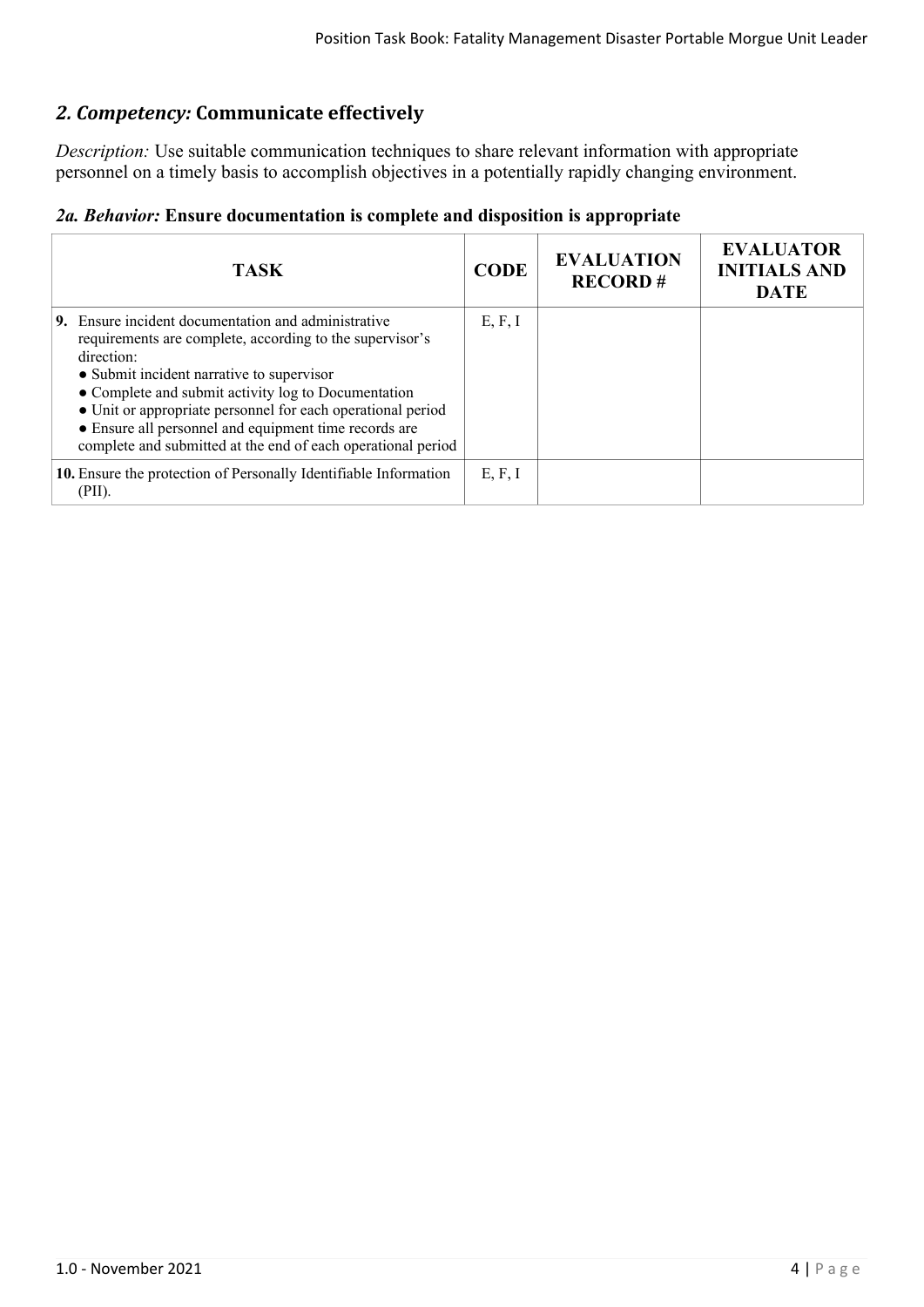## *2. Competency:* Communicate effectively

*Description:* Use suitable communication techniques to share relevant information with appropriate personnel on a timely basis to accomplish objectives in a potentially rapidly changing environment.

### *2a. Behavior:* Ensure documentation is complete and disposition is appropriate

| TASK | CODE | EVALUATION RECORD # | EVALUATOR INITIALS AND DATE |
|---|---|---|---|
| **9.** Ensure incident documentation and administrative requirements are complete, according to the supervisor's direction:<br>● Submit incident narrative to supervisor<br>● Complete and submit activity log to Documentation<br>● Unit or appropriate personnel for each operational period<br>● Ensure all personnel and equipment time records are complete and submitted at the end of each operational period | E, F, I | | |
| **10.** Ensure the protection of Personally Identifiable Information (PII). | E, F, I | | |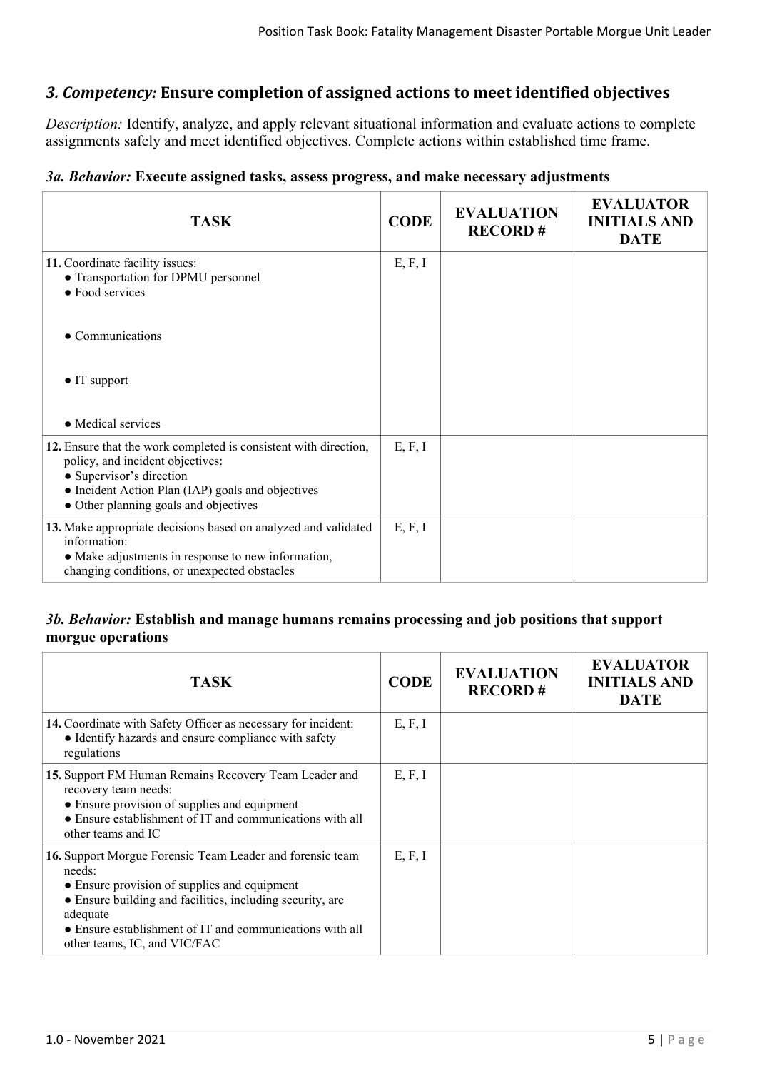## *3. Competency:* Ensure completion of assigned actions to meet identified objectives

*Description:* Identify, analyze, and apply relevant situational information and evaluate actions to complete assignments safely and meet identified objectives. Complete actions within established time frame.

### *3a. Behavior:* Execute assigned tasks, assess progress, and make necessary adjustments

| TASK | CODE | EVALUATION RECORD # | EVALUATOR INITIALS AND DATE |
|---|---|---|---|
| **11.** Coordinate facility issues:<br>● Transportation for DPMU personnel<br>● Food services<br>● Communications<br>● IT support<br>● Medical services | E, F, I | | |
| **12.** Ensure that the work completed is consistent with direction, policy, and incident objectives:<br>● Supervisor's direction<br>● Incident Action Plan (IAP) goals and objectives<br>● Other planning goals and objectives | E, F, I | | |
| **13.** Make appropriate decisions based on analyzed and validated information:<br>● Make adjustments in response to new information, changing conditions, or unexpected obstacles | E, F, I | | |

### *3b. Behavior:* Establish and manage humans remains processing and job positions that support morgue operations

| TASK | CODE | EVALUATION RECORD # | EVALUATOR INITIALS AND DATE |
|---|---|---|---|
| **14.** Coordinate with Safety Officer as necessary for incident:<br>● Identify hazards and ensure compliance with safety regulations | E, F, I | | |
| **15.** Support FM Human Remains Recovery Team Leader and recovery team needs:<br>● Ensure provision of supplies and equipment<br>● Ensure establishment of IT and communications with all other teams and IC | E, F, I | | |
| **16.** Support Morgue Forensic Team Leader and forensic team needs:<br>● Ensure provision of supplies and equipment<br>● Ensure building and facilities, including security, are adequate<br>● Ensure establishment of IT and communications with all other teams, IC, and VIC/FAC | E, F, I | | |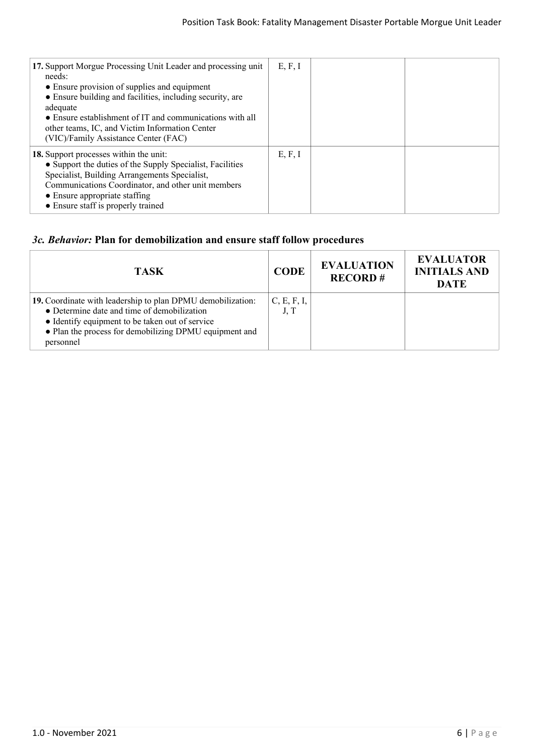| TASK | CODE | EVALUATION RECORD # | EVALUATOR INITIALS AND DATE |
|---|---|---|---|
| **17.** Support Morgue Processing Unit Leader and processing unit needs:<br>● Ensure provision of supplies and equipment<br>● Ensure building and facilities, including security, are adequate<br>● Ensure establishment of IT and communications with all other teams, IC, and Victim Information Center (VIC)/Family Assistance Center (FAC) | E, F, I | | |
| **18.** Support processes within the unit:<br>● Support the duties of the Supply Specialist, Facilities Specialist, Building Arrangements Specialist, Communications Coordinator, and other unit members<br>● Ensure appropriate staffing<br>● Ensure staff is properly trained | E, F, I | | |

### *3c. Behavior:* Plan for demobilization and ensure staff follow procedures

| TASK | CODE | EVALUATION RECORD # | EVALUATOR INITIALS AND DATE |
|---|---|---|---|
| **19.** Coordinate with leadership to plan DPMU demobilization:<br>● Determine date and time of demobilization<br>● Identify equipment to be taken out of service<br>● Plan the process for demobilizing DPMU equipment and personnel | C, E, F, I, J, T | | |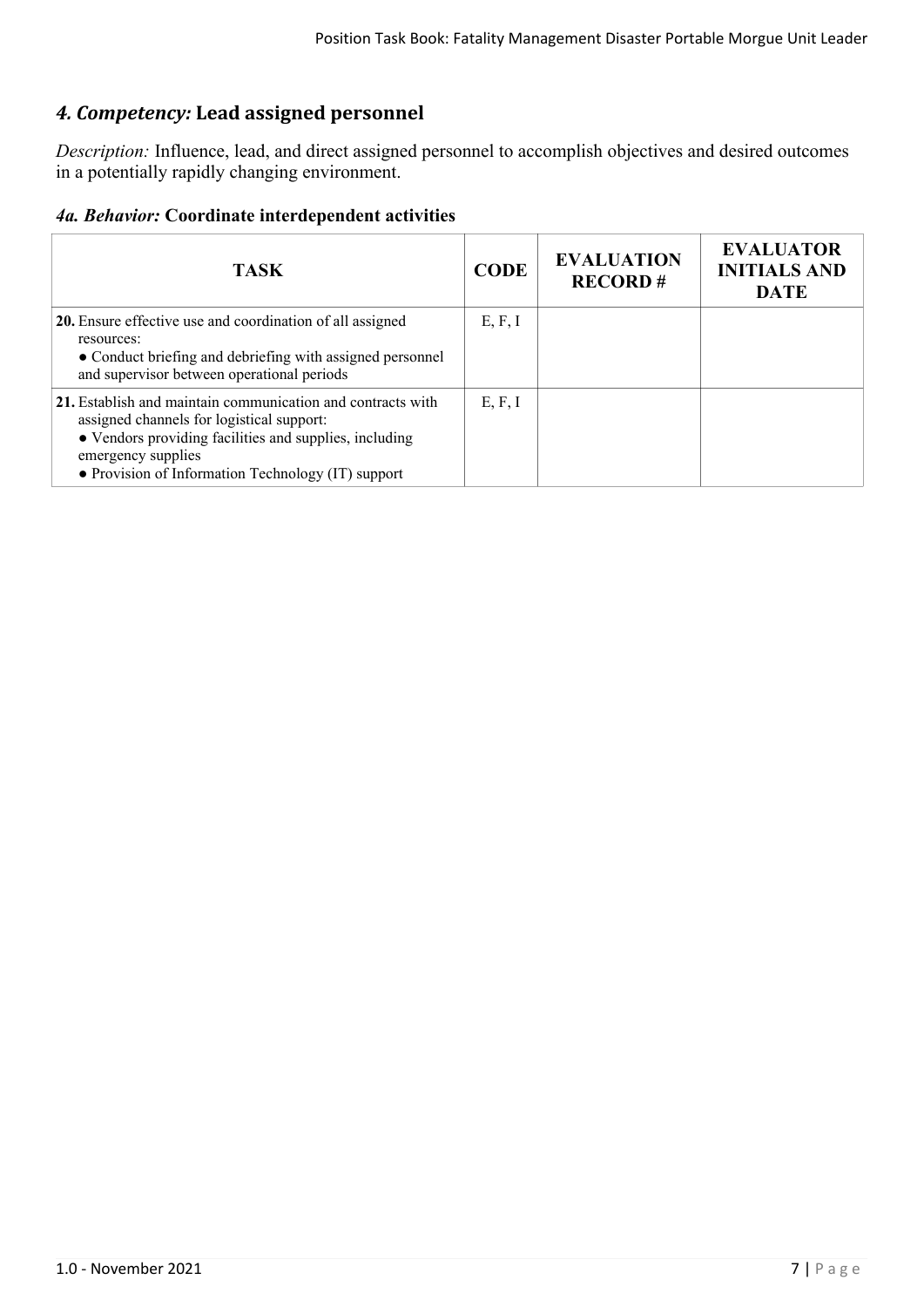## *4. Competency:* Lead assigned personnel

*Description:* Influence, lead, and direct assigned personnel to accomplish objectives and desired outcomes in a potentially rapidly changing environment.

### *4a. Behavior:* Coordinate interdependent activities

| TASK | CODE | EVALUATION RECORD # | EVALUATOR INITIALS AND DATE |
|---|---|---|---|
| **20.** Ensure effective use and coordination of all assigned resources:<br>● Conduct briefing and debriefing with assigned personnel and supervisor between operational periods | E, F, I | | |
| **21.** Establish and maintain communication and contracts with assigned channels for logistical support:<br>● Vendors providing facilities and supplies, including emergency supplies<br>● Provision of Information Technology (IT) support | E, F, I | | |